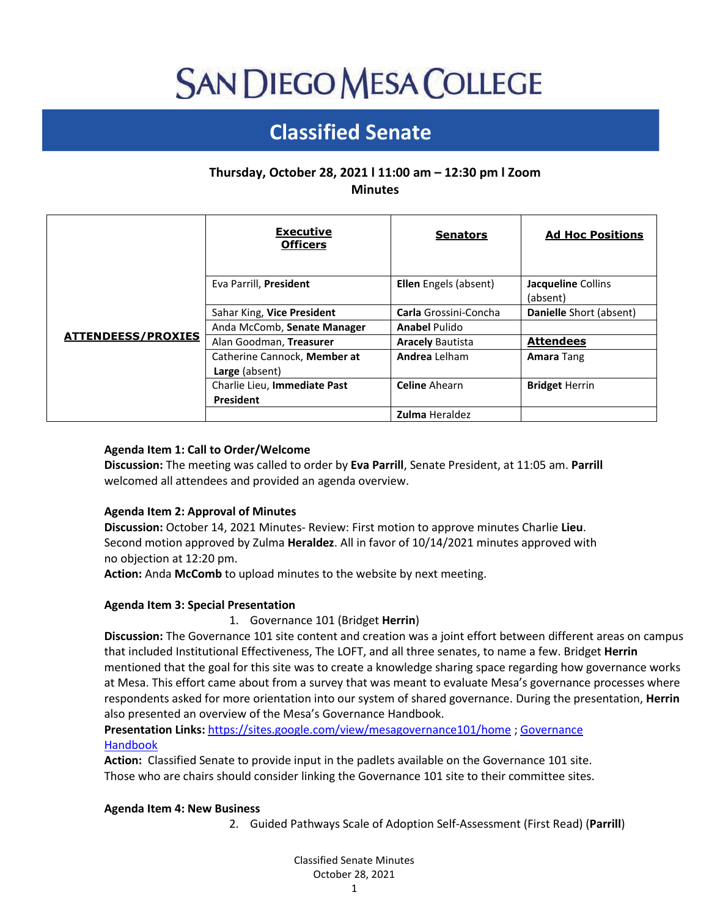# SAN DIEGO MESA COLLEGE

## Classified Senate

**Thursday, October 28, 2021 l 11:00 am – 12:30 pm l Zoom**
**Minutes**

| ATTENDEESS/PROXIES | Executive Officers | Senators | Ad Hoc Positions |
|---|---|---|---|
| | Eva Parrill, **President** | **Ellen** Engels (absent) | **Jacqueline** Collins (absent) |
| | Sahar King, **Vice President** | **Carla** Grossini-Concha | **Danielle** Short (absent) |
| | Anda McComb, **Senate Manager** | **Anabel** Pulido | |
| | Alan Goodman, **Treasurer** | **Aracely** Bautista | **Attendees** |
| | Catherine Cannock, **Member at Large** (absent) | **Andrea** Lelham | **Amara** Tang |
| | Charlie Lieu, **Immediate Past President** | **Celine** Ahearn | **Bridget** Herrin |
| | | **Zulma** Heraldez | |

**Agenda Item 1: Call to Order/Welcome**
**Discussion:** The meeting was called to order by **Eva Parrill**, Senate President, at 11:05 am. **Parrill** welcomed all attendees and provided an agenda overview.

**Agenda Item 2: Approval of Minutes**
**Discussion:** October 14, 2021 Minutes- Review: First motion to approve minutes Charlie **Lieu**. Second motion approved by Zulma **Heraldez**. All in favor of 10/14/2021 minutes approved with no objection at 12:20 pm.
**Action:** Anda **McComb** to upload minutes to the website by next meeting.

**Agenda Item 3: Special Presentation**

1. Governance 101 (Bridget **Herrin**)

**Discussion:** The Governance 101 site content and creation was a joint effort between different areas on campus that included Institutional Effectiveness, The LOFT, and all three senates, to name a few. Bridget **Herrin** mentioned that the goal for this site was to create a knowledge sharing space regarding how governance works at Mesa. This effort came about from a survey that was meant to evaluate Mesa's governance processes where respondents asked for more orientation into our system of shared governance. During the presentation, **Herrin** also presented an overview of the Mesa's Governance Handbook.
**Presentation Links:** https://sites.google.com/view/mesagovernance101/home ; Governance Handbook
**Action:** Classified Senate to provide input in the padlets available on the Governance 101 site. Those who are chairs should consider linking the Governance 101 site to their committee sites.

**Agenda Item 4: New Business**

2. Guided Pathways Scale of Adoption Self-Assessment (First Read) (**Parrill**)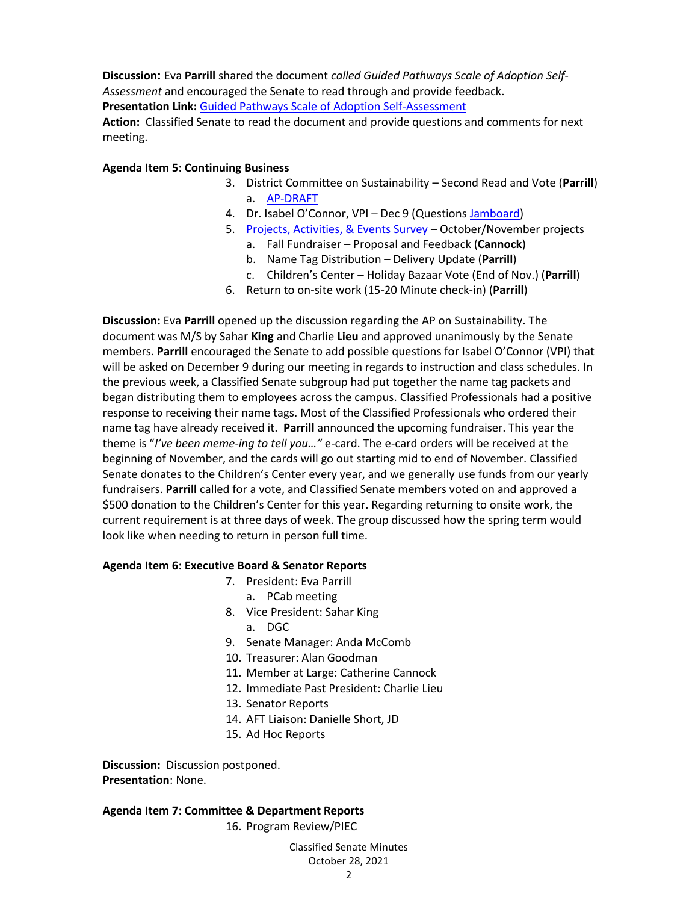**Discussion:** Eva **Parrill** shared the document *called Guided Pathways Scale of Adoption Self-Assessment* and encouraged the Senate to read through and provide feedback.

**Presentation Link:** Guided Pathways Scale of Adoption Self-Assessment

**Action:** Classified Senate to read the document and provide questions and comments for next meeting.

**Agenda Item 5: Continuing Business**

3. District Committee on Sustainability – Second Read and Vote (**Parrill**)
   a. AP-DRAFT
4. Dr. Isabel O'Connor, VPI – Dec 9 (Questions Jamboard)
5. Projects, Activities, & Events Survey – October/November projects
   a. Fall Fundraiser – Proposal and Feedback (**Cannock**)
   b. Name Tag Distribution – Delivery Update (**Parrill**)
   c. Children's Center – Holiday Bazaar Vote (End of Nov.) (**Parrill**)
6. Return to on-site work (15-20 Minute check-in) (**Parrill**)

**Discussion:** Eva **Parrill** opened up the discussion regarding the AP on Sustainability. The document was M/S by Sahar **King** and Charlie **Lieu** and approved unanimously by the Senate members. **Parrill** encouraged the Senate to add possible questions for Isabel O'Connor (VPI) that will be asked on December 9 during our meeting in regards to instruction and class schedules. In the previous week, a Classified Senate subgroup had put together the name tag packets and began distributing them to employees across the campus. Classified Professionals had a positive response to receiving their name tags. Most of the Classified Professionals who ordered their name tag have already received it. **Parrill** announced the upcoming fundraiser. This year the theme is "*I've been meme-ing to tell you…"* e-card. The e-card orders will be received at the beginning of November, and the cards will go out starting mid to end of November. Classified Senate donates to the Children's Center every year, and we generally use funds from our yearly fundraisers. **Parrill** called for a vote, and Classified Senate members voted on and approved a $500 donation to the Children's Center for this year. Regarding returning to onsite work, the current requirement is at three days of week. The group discussed how the spring term would look like when needing to return in person full time.

**Agenda Item 6: Executive Board & Senator Reports**

7. President: Eva Parrill
   a. PCab meeting
8. Vice President: Sahar King
   a. DGC
9. Senate Manager: Anda McComb
10. Treasurer: Alan Goodman
11. Member at Large: Catherine Cannock
12. Immediate Past President: Charlie Lieu
13. Senator Reports
14. AFT Liaison: Danielle Short, JD
15. Ad Hoc Reports

**Discussion:** Discussion postponed.

**Presentation**: None.

**Agenda Item 7: Committee & Department Reports**

16. Program Review/PIEC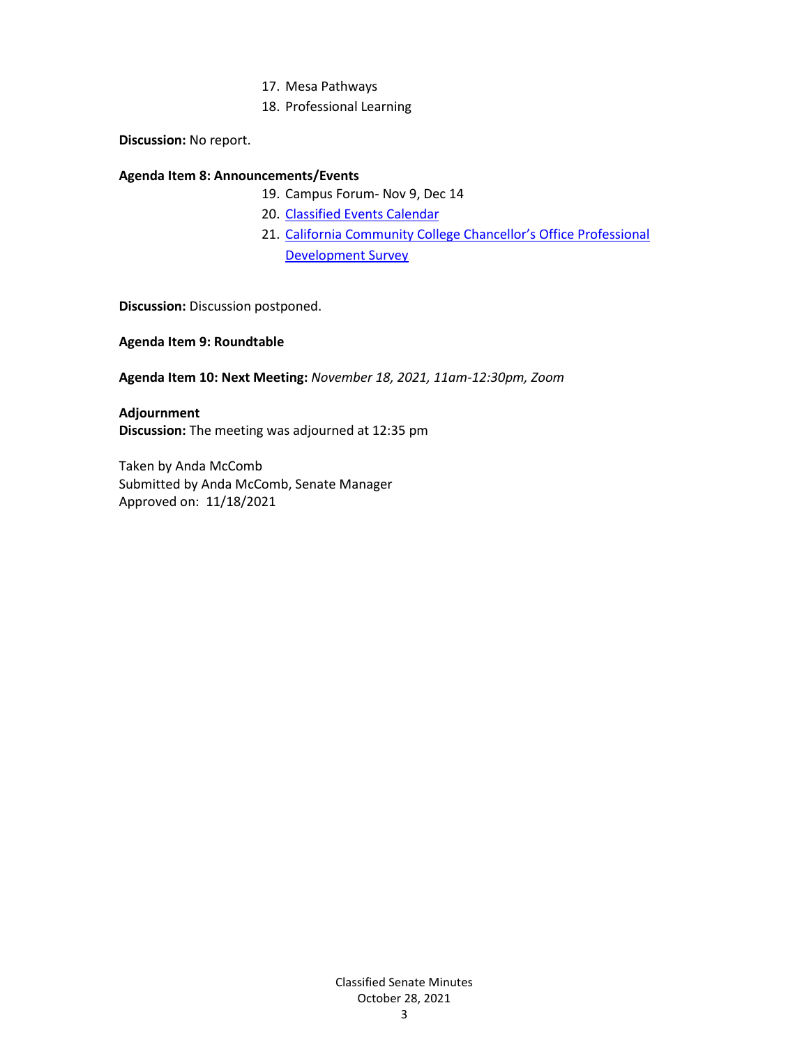17. Mesa Pathways
18. Professional Learning

**Discussion:** No report.

**Agenda Item 8: Announcements/Events**

19. Campus Forum- Nov 9, Dec 14
20. Classified Events Calendar
21. California Community College Chancellor's Office Professional Development Survey

**Discussion:** Discussion postponed.

**Agenda Item 9: Roundtable**

**Agenda Item 10: Next Meeting:** *November 18, 2021, 11am-12:30pm, Zoom*

**Adjournment**
**Discussion:** The meeting was adjourned at 12:35 pm

Taken by Anda McComb
Submitted by Anda McComb, Senate Manager
Approved on: 11/18/2021